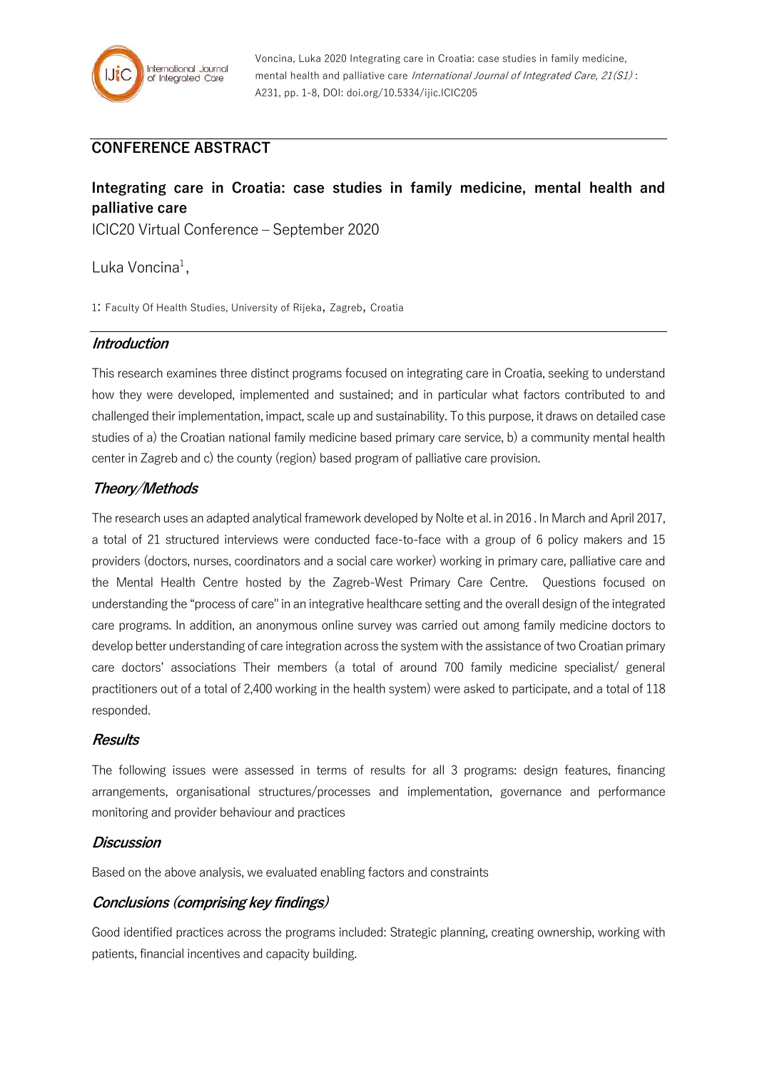Voncina, Luka 2020 Integrating care in Croatia: case studies in family medicine, mental health and palliative care *International Journal of Integrated Care, 21(S1)* : A231, pp. 1-8, DOI: doi.org/10.5334/ijic.ICIC205

## CONFERENCE ABSTRACT

# Integrating care in Croatia: case studies in family medicine, mental health and palliative care

ICIC20 Virtual Conference – September 2020

Luka Voncina[1],

1: Faculty Of Health Studies, University of Rijeka, Zagreb, Croatia

### *Introduction*

This research examines three distinct programs focused on integrating care in Croatia, seeking to understand how they were developed, implemented and sustained; and in particular what factors contributed to and challenged their implementation, impact, scale up and sustainability. To this purpose, it draws on detailed case studies of a) the Croatian national family medicine based primary care service, b) a community mental health center in Zagreb and c) the county (region) based program of palliative care provision.

### *Theory/Methods*

The research uses an adapted analytical framework developed by Nolte et al. in 2016 . In March and April 2017, a total of 21 structured interviews were conducted face-to-face with a group of 6 policy makers and 15 providers (doctors, nurses, coordinators and a social care worker) working in primary care, palliative care and the Mental Health Centre hosted by the Zagreb-West Primary Care Centre. Questions focused on understanding the "process of care" in an integrative healthcare setting and the overall design of the integrated care programs. In addition, an anonymous online survey was carried out among family medicine doctors to develop better understanding of care integration across the system with the assistance of two Croatian primary care doctors' associations Their members (a total of around 700 family medicine specialist/ general practitioners out of a total of 2,400 working in the health system) were asked to participate, and a total of 118 responded.

### *Results*

The following issues were assessed in terms of results for all 3 programs: design features, financing arrangements, organisational structures/processes and implementation, governance and performance monitoring and provider behaviour and practices

### *Discussion*

Based on the above analysis, we evaluated enabling factors and constraints

### *Conclusions (comprising key findings)*

Good identified practices across the programs included: Strategic planning, creating ownership, working with patients, financial incentives and capacity building.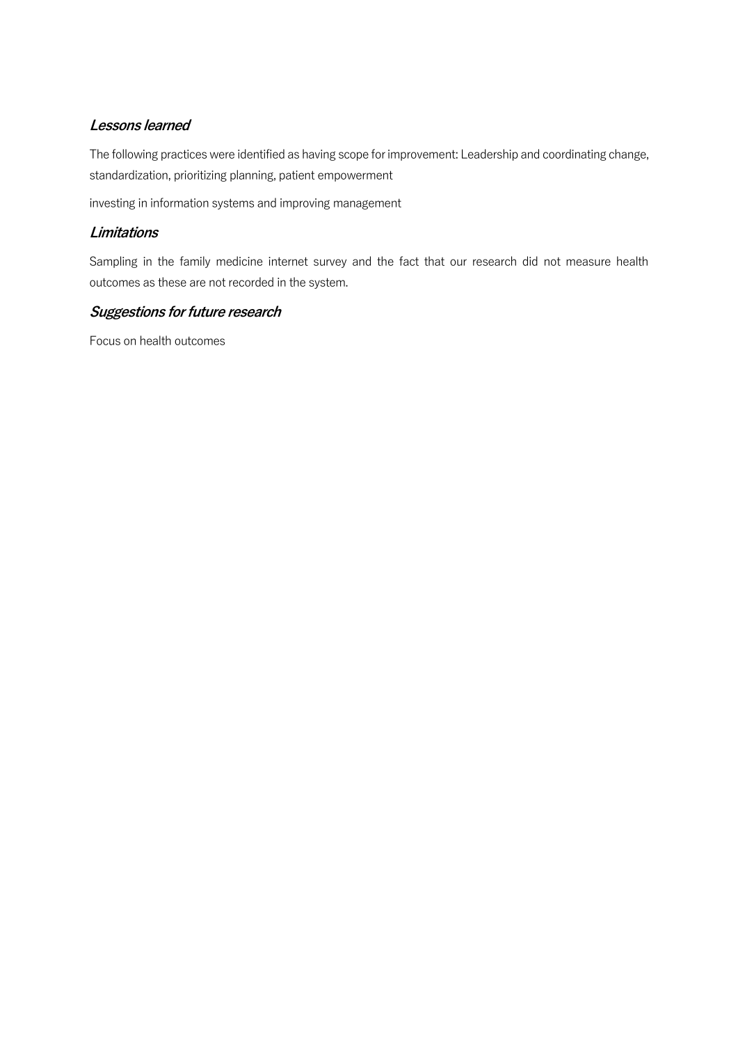### *Lessons learned*

The following practices were identified as having scope for improvement: Leadership and coordinating change, standardization, prioritizing planning, patient empowerment

investing in information systems and improving management

### *Limitations*

Sampling in the family medicine internet survey and the fact that our research did not measure health outcomes as these are not recorded in the system.

### *Suggestions for future research*

Focus on health outcomes